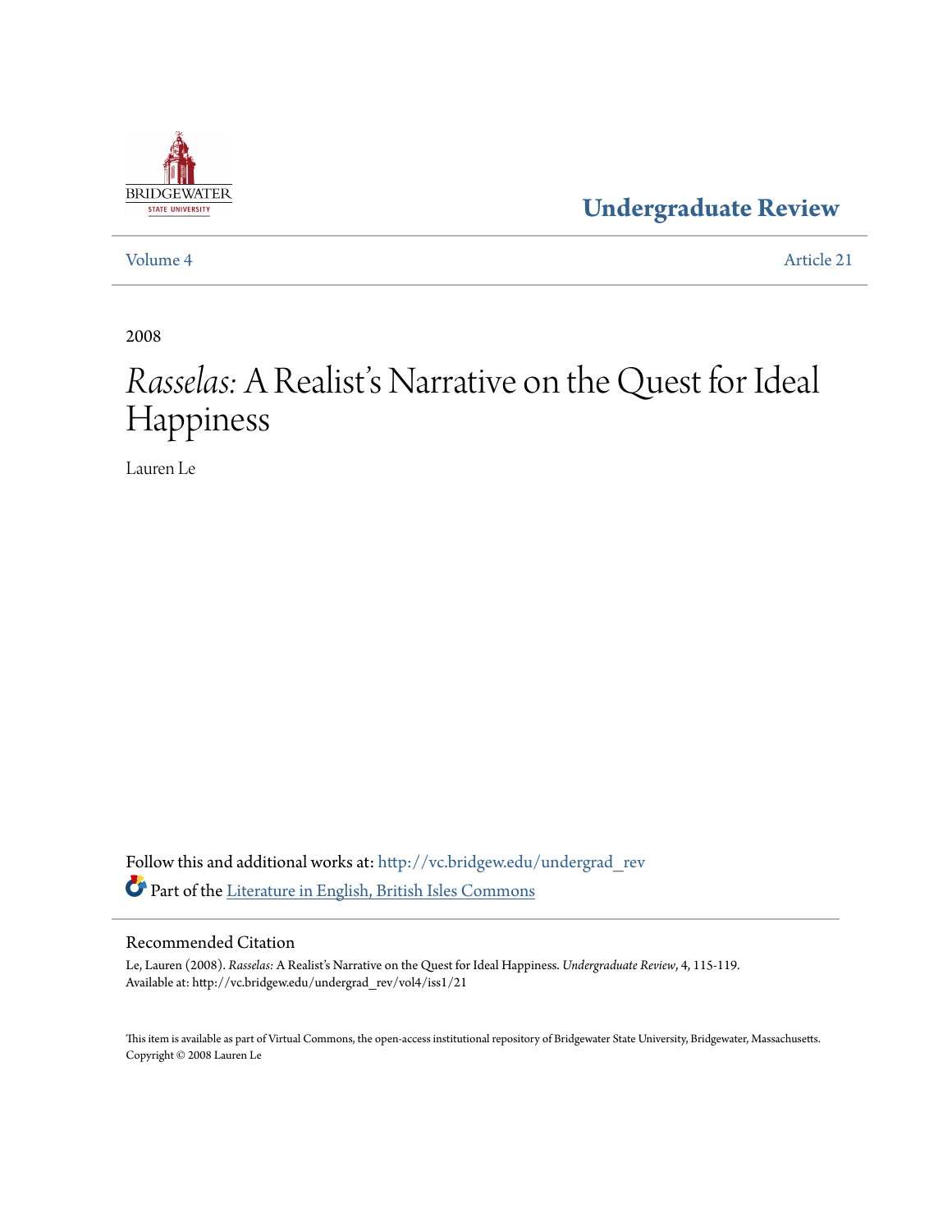# Undergraduate Review

Volume 4 Article 21

2008

# *Rasselas:* A Realist's Narrative on the Quest for Ideal Happiness

Lauren Le

Follow this and additional works at: http://vc.bridgew.edu/undergrad_rev

Part of the Literature in English, British Isles Commons

## Recommended Citation

Le, Lauren (2008). *Rasselas:* A Realist's Narrative on the Quest for Ideal Happiness. *Undergraduate Review*, 4, 115-119.
Available at: http://vc.bridgew.edu/undergrad_rev/vol4/iss1/21

This item is available as part of Virtual Commons, the open-access institutional repository of Bridgewater State University, Bridgewater, Massachusetts.
Copyright © 2008 Lauren Le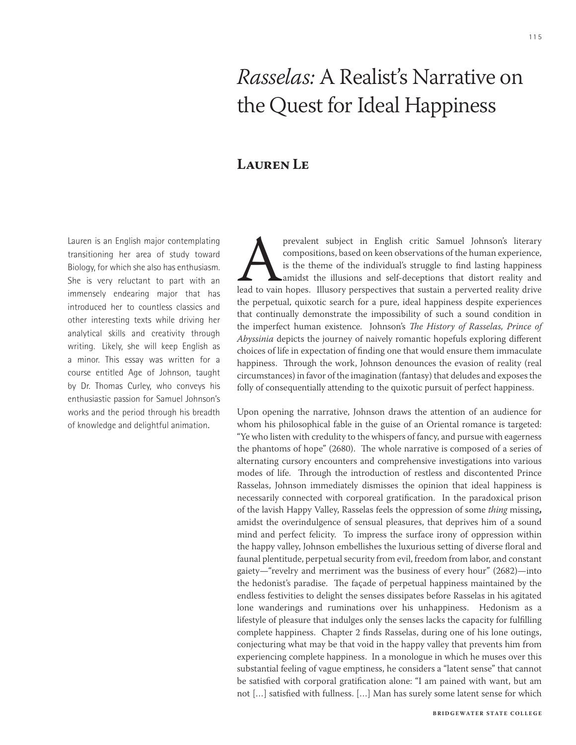# *Rasselas:* A Realist's Narrative on the Quest for Ideal Happiness

## Lauren Le

Lauren is an English major contemplating transitioning her area of study toward Biology, for which she also has enthusiasm. She is very reluctant to part with an immensely endearing major that has introduced her to countless classics and other interesting texts while driving her analytical skills and creativity through writing. Likely, she will keep English as a minor. This essay was written for a course entitled Age of Johnson, taught by Dr. Thomas Curley, who conveys his enthusiastic passion for Samuel Johnson's works and the period through his breadth of knowledge and delightful animation.

A prevalent subject in English critic Samuel Johnson's literary compositions, based on keen observations of the human experience, is the theme of the individual's struggle to find lasting happiness amidst the illusions and self-deceptions that distort reality and lead to vain hopes. Illusory perspectives that sustain a perverted reality drive the perpetual, quixotic search for a pure, ideal happiness despite experiences that continually demonstrate the impossibility of such a sound condition in the imperfect human existence. Johnson's *The History of Rasselas, Prince of Abyssinia* depicts the journey of naively romantic hopefuls exploring different choices of life in expectation of finding one that would ensure them immaculate happiness. Through the work, Johnson denounces the evasion of reality (real circumstances) in favor of the imagination (fantasy) that deludes and exposes the folly of consequentially attending to the quixotic pursuit of perfect happiness.

Upon opening the narrative, Johnson draws the attention of an audience for whom his philosophical fable in the guise of an Oriental romance is targeted: "Ye who listen with credulity to the whispers of fancy, and pursue with eagerness the phantoms of hope" (2680). The whole narrative is composed of a series of alternating cursory encounters and comprehensive investigations into various modes of life. Through the introduction of restless and discontented Prince Rasselas, Johnson immediately dismisses the opinion that ideal happiness is necessarily connected with corporeal gratification. In the paradoxical prison of the lavish Happy Valley, Rasselas feels the oppression of some *thing* missing**,** amidst the overindulgence of sensual pleasures, that deprives him of a sound mind and perfect felicity. To impress the surface irony of oppression within the happy valley, Johnson embellishes the luxurious setting of diverse floral and faunal plentitude, perpetual security from evil, freedom from labor, and constant gaiety—"revelry and merriment was the business of every hour" (2682)—into the hedonist's paradise. The façade of perpetual happiness maintained by the endless festivities to delight the senses dissipates before Rasselas in his agitated lone wanderings and ruminations over his unhappiness. Hedonism as a lifestyle of pleasure that indulges only the senses lacks the capacity for fulfilling complete happiness. Chapter 2 finds Rasselas, during one of his lone outings, conjecturing what may be that void in the happy valley that prevents him from experiencing complete happiness. In a monologue in which he muses over this substantial feeling of vague emptiness, he considers a "latent sense" that cannot be satisfied with corporal gratification alone: "I am pained with want, but am not [...] satisfied with fullness. [...] Man has surely some latent sense for which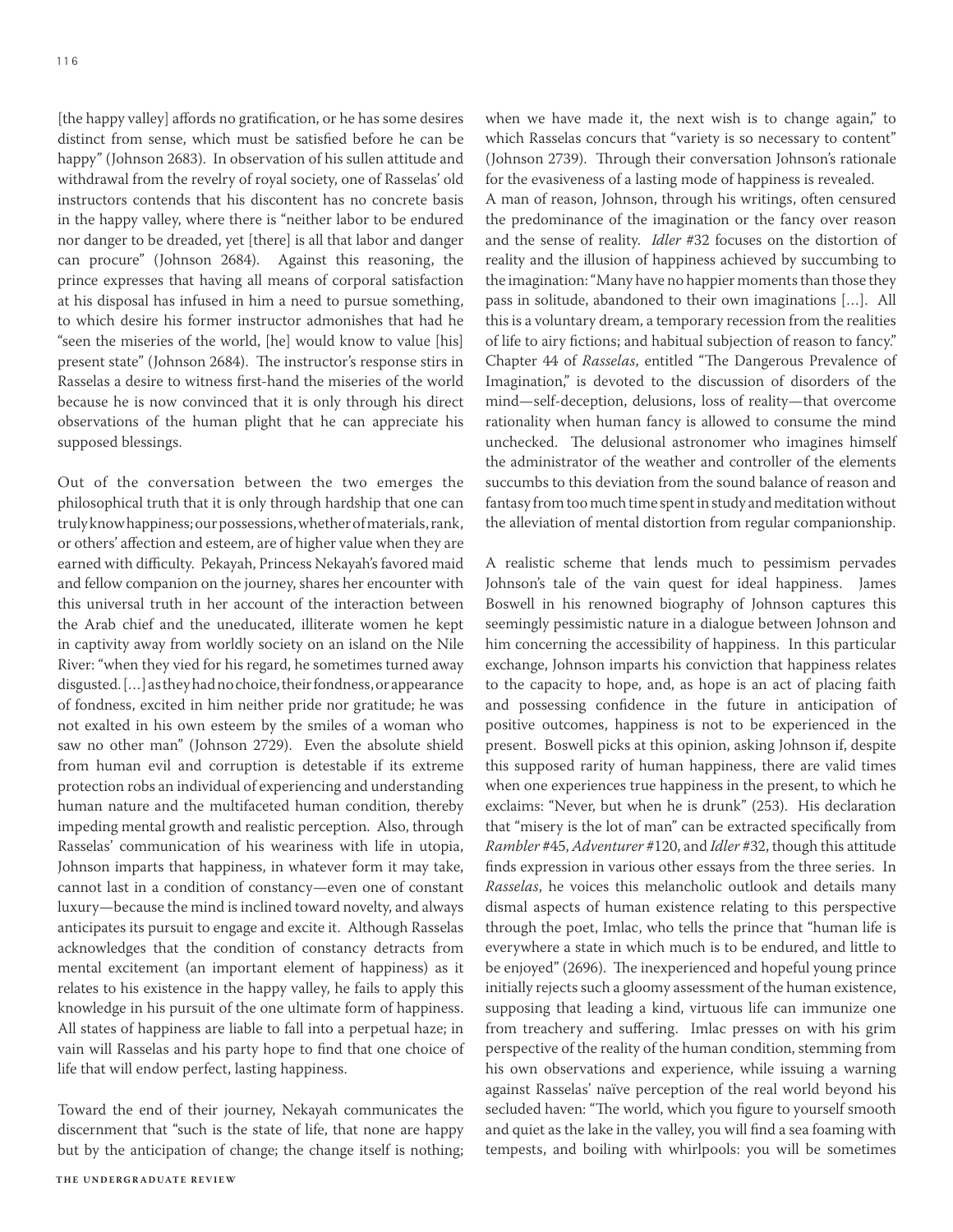[the happy valley] affords no gratification, or he has some desires distinct from sense, which must be satisfied before he can be happy" (Johnson 2683). In observation of his sullen attitude and withdrawal from the revelry of royal society, one of Rasselas' old instructors contends that his discontent has no concrete basis in the happy valley, where there is "neither labor to be endured nor danger to be dreaded, yet [there] is all that labor and danger can procure" (Johnson 2684). Against this reasoning, the prince expresses that having all means of corporal satisfaction at his disposal has infused in him a need to pursue something, to which desire his former instructor admonishes that had he "seen the miseries of the world, [he] would know to value [his] present state" (Johnson 2684). The instructor's response stirs in Rasselas a desire to witness first-hand the miseries of the world because he is now convinced that it is only through his direct observations of the human plight that he can appreciate his supposed blessings.

Out of the conversation between the two emerges the philosophical truth that it is only through hardship that one can truly know happiness; our possessions, whether of materials, rank, or others' affection and esteem, are of higher value when they are earned with difficulty. Pekayah, Princess Nekayah's favored maid and fellow companion on the journey, shares her encounter with this universal truth in her account of the interaction between the Arab chief and the uneducated, illiterate women he kept in captivity away from worldly society on an island on the Nile River: "when they vied for his regard, he sometimes turned away disgusted. [...] as they had no choice, their fondness, or appearance of fondness, excited in him neither pride nor gratitude; he was not exalted in his own esteem by the smiles of a woman who saw no other man" (Johnson 2729). Even the absolute shield from human evil and corruption is detestable if its extreme protection robs an individual of experiencing and understanding human nature and the multifaceted human condition, thereby impeding mental growth and realistic perception. Also, through Rasselas' communication of his weariness with life in utopia, Johnson imparts that happiness, in whatever form it may take, cannot last in a condition of constancy—even one of constant luxury—because the mind is inclined toward novelty, and always anticipates its pursuit to engage and excite it. Although Rasselas acknowledges that the condition of constancy detracts from mental excitement (an important element of happiness) as it relates to his existence in the happy valley, he fails to apply this knowledge in his pursuit of the one ultimate form of happiness. All states of happiness are liable to fall into a perpetual haze; in vain will Rasselas and his party hope to find that one choice of life that will endow perfect, lasting happiness.

Toward the end of their journey, Nekayah communicates the discernment that "such is the state of life, that none are happy but by the anticipation of change; the change itself is nothing; when we have made it, the next wish is to change again," to which Rasselas concurs that "variety is so necessary to content" (Johnson 2739). Through their conversation Johnson's rationale for the evasiveness of a lasting mode of happiness is revealed.

A man of reason, Johnson, through his writings, often censured the predominance of the imagination or the fancy over reason and the sense of reality. *Idler* #32 focuses on the distortion of reality and the illusion of happiness achieved by succumbing to the imagination: "Many have no happier moments than those they pass in solitude, abandoned to their own imaginations [...]. All this is a voluntary dream, a temporary recession from the realities of life to airy fictions; and habitual subjection of reason to fancy." Chapter 44 of *Rasselas*, entitled "The Dangerous Prevalence of Imagination," is devoted to the discussion of disorders of the mind—self-deception, delusions, loss of reality—that overcome rationality when human fancy is allowed to consume the mind unchecked. The delusional astronomer who imagines himself the administrator of the weather and controller of the elements succumbs to this deviation from the sound balance of reason and fantasy from too much time spent in study and meditation without the alleviation of mental distortion from regular companionship.

A realistic scheme that lends much to pessimism pervades Johnson's tale of the vain quest for ideal happiness. James Boswell in his renowned biography of Johnson captures this seemingly pessimistic nature in a dialogue between Johnson and him concerning the accessibility of happiness. In this particular exchange, Johnson imparts his conviction that happiness relates to the capacity to hope, and, as hope is an act of placing faith and possessing confidence in the future in anticipation of positive outcomes, happiness is not to be experienced in the present. Boswell picks at this opinion, asking Johnson if, despite this supposed rarity of human happiness, there are valid times when one experiences true happiness in the present, to which he exclaims: "Never, but when he is drunk" (253). His declaration that "misery is the lot of man" can be extracted specifically from *Rambler* #45, *Adventurer* #120, and *Idler* #32, though this attitude finds expression in various other essays from the three series. In *Rasselas*, he voices this melancholic outlook and details many dismal aspects of human existence relating to this perspective through the poet, Imlac, who tells the prince that "human life is everywhere a state in which much is to be endured, and little to be enjoyed" (2696). The inexperienced and hopeful young prince initially rejects such a gloomy assessment of the human existence, supposing that leading a kind, virtuous life can immunize one from treachery and suffering. Imlac presses on with his grim perspective of the reality of the human condition, stemming from his own observations and experience, while issuing a warning against Rasselas' naïve perception of the real world beyond his secluded haven: "The world, which you figure to yourself smooth and quiet as the lake in the valley, you will find a sea foaming with tempests, and boiling with whirlpools: you will be sometimes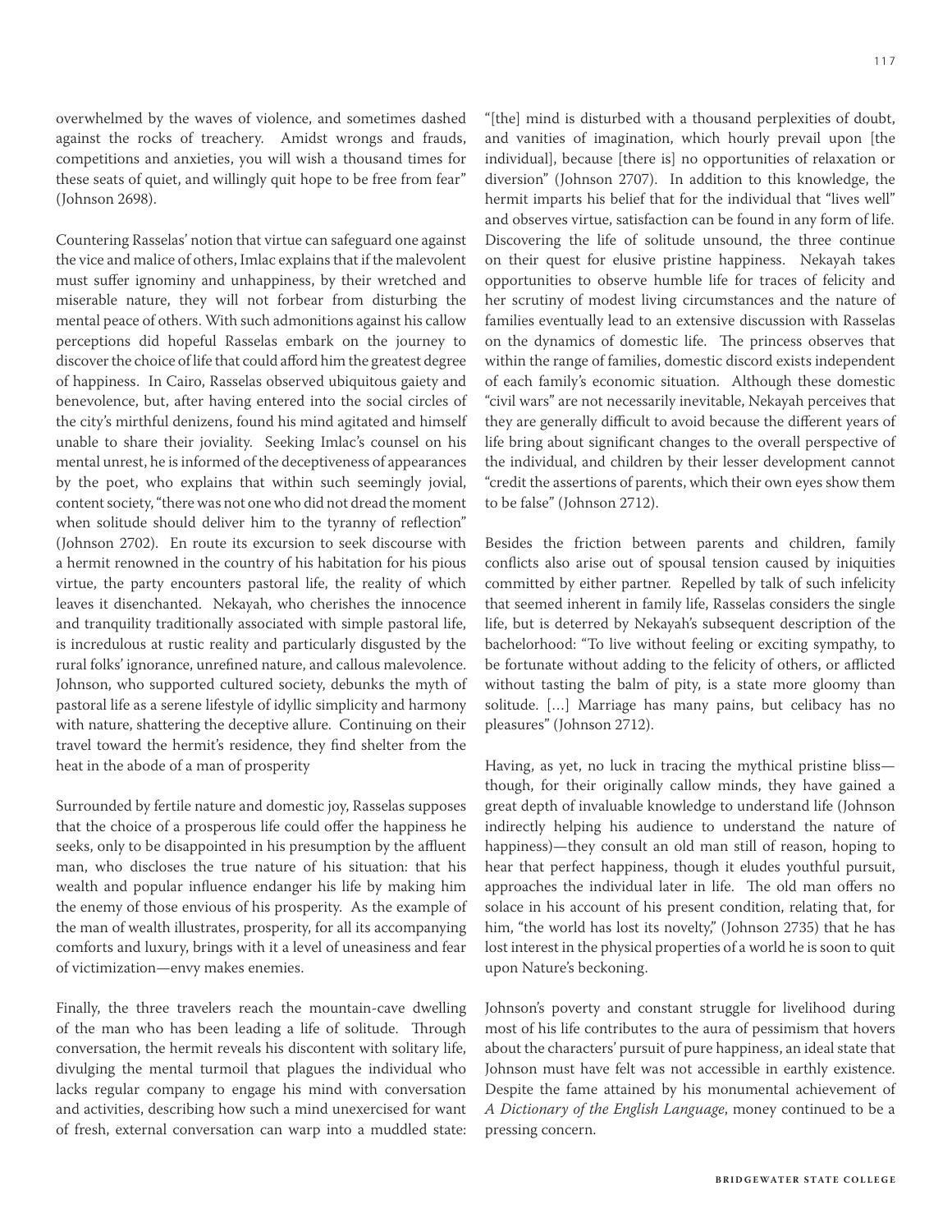overwhelmed by the waves of violence, and sometimes dashed against the rocks of treachery. Amidst wrongs and frauds, competitions and anxieties, you will wish a thousand times for these seats of quiet, and willingly quit hope to be free from fear" (Johnson 2698).

Countering Rasselas' notion that virtue can safeguard one against the vice and malice of others, Imlac explains that if the malevolent must suffer ignominy and unhappiness, by their wretched and miserable nature, they will not forbear from disturbing the mental peace of others. With such admonitions against his callow perceptions did hopeful Rasselas embark on the journey to discover the choice of life that could afford him the greatest degree of happiness. In Cairo, Rasselas observed ubiquitous gaiety and benevolence, but, after having entered into the social circles of the city's mirthful denizens, found his mind agitated and himself unable to share their joviality. Seeking Imlac's counsel on his mental unrest, he is informed of the deceptiveness of appearances by the poet, who explains that within such seemingly jovial, content society, "there was not one who did not dread the moment when solitude should deliver him to the tyranny of reflection" (Johnson 2702). En route its excursion to seek discourse with a hermit renowned in the country of his habitation for his pious virtue, the party encounters pastoral life, the reality of which leaves it disenchanted. Nekayah, who cherishes the innocence and tranquility traditionally associated with simple pastoral life, is incredulous at rustic reality and particularly disgusted by the rural folks' ignorance, unrefined nature, and callous malevolence. Johnson, who supported cultured society, debunks the myth of pastoral life as a serene lifestyle of idyllic simplicity and harmony with nature, shattering the deceptive allure. Continuing on their travel toward the hermit's residence, they find shelter from the heat in the abode of a man of prosperity

Surrounded by fertile nature and domestic joy, Rasselas supposes that the choice of a prosperous life could offer the happiness he seeks, only to be disappointed in his presumption by the affluent man, who discloses the true nature of his situation: that his wealth and popular influence endanger his life by making him the enemy of those envious of his prosperity. As the example of the man of wealth illustrates, prosperity, for all its accompanying comforts and luxury, brings with it a level of uneasiness and fear of victimization—envy makes enemies.

Finally, the three travelers reach the mountain-cave dwelling of the man who has been leading a life of solitude. Through conversation, the hermit reveals his discontent with solitary life, divulging the mental turmoil that plagues the individual who lacks regular company to engage his mind with conversation and activities, describing how such a mind unexercised for want of fresh, external conversation can warp into a muddled state: "[the] mind is disturbed with a thousand perplexities of doubt, and vanities of imagination, which hourly prevail upon [the individual], because [there is] no opportunities of relaxation or diversion" (Johnson 2707). In addition to this knowledge, the hermit imparts his belief that for the individual that "lives well" and observes virtue, satisfaction can be found in any form of life. Discovering the life of solitude unsound, the three continue on their quest for elusive pristine happiness. Nekayah takes opportunities to observe humble life for traces of felicity and her scrutiny of modest living circumstances and the nature of families eventually lead to an extensive discussion with Rasselas on the dynamics of domestic life. The princess observes that within the range of families, domestic discord exists independent of each family's economic situation. Although these domestic "civil wars" are not necessarily inevitable, Nekayah perceives that they are generally difficult to avoid because the different years of life bring about significant changes to the overall perspective of the individual, and children by their lesser development cannot "credit the assertions of parents, which their own eyes show them to be false" (Johnson 2712).

Besides the friction between parents and children, family conflicts also arise out of spousal tension caused by iniquities committed by either partner. Repelled by talk of such infelicity that seemed inherent in family life, Rasselas considers the single life, but is deterred by Nekayah's subsequent description of the bachelorhood: "To live without feeling or exciting sympathy, to be fortunate without adding to the felicity of others, or afflicted without tasting the balm of pity, is a state more gloomy than solitude. […] Marriage has many pains, but celibacy has no pleasures" (Johnson 2712).

Having, as yet, no luck in tracing the mythical pristine bliss—though, for their originally callow minds, they have gained a great depth of invaluable knowledge to understand life (Johnson indirectly helping his audience to understand the nature of happiness)—they consult an old man still of reason, hoping to hear that perfect happiness, though it eludes youthful pursuit, approaches the individual later in life. The old man offers no solace in his account of his present condition, relating that, for him, "the world has lost its novelty," (Johnson 2735) that he has lost interest in the physical properties of a world he is soon to quit upon Nature's beckoning.

Johnson's poverty and constant struggle for livelihood during most of his life contributes to the aura of pessimism that hovers about the characters' pursuit of pure happiness, an ideal state that Johnson must have felt was not accessible in earthly existence. Despite the fame attained by his monumental achievement of *A Dictionary of the English Language*, money continued to be a pressing concern.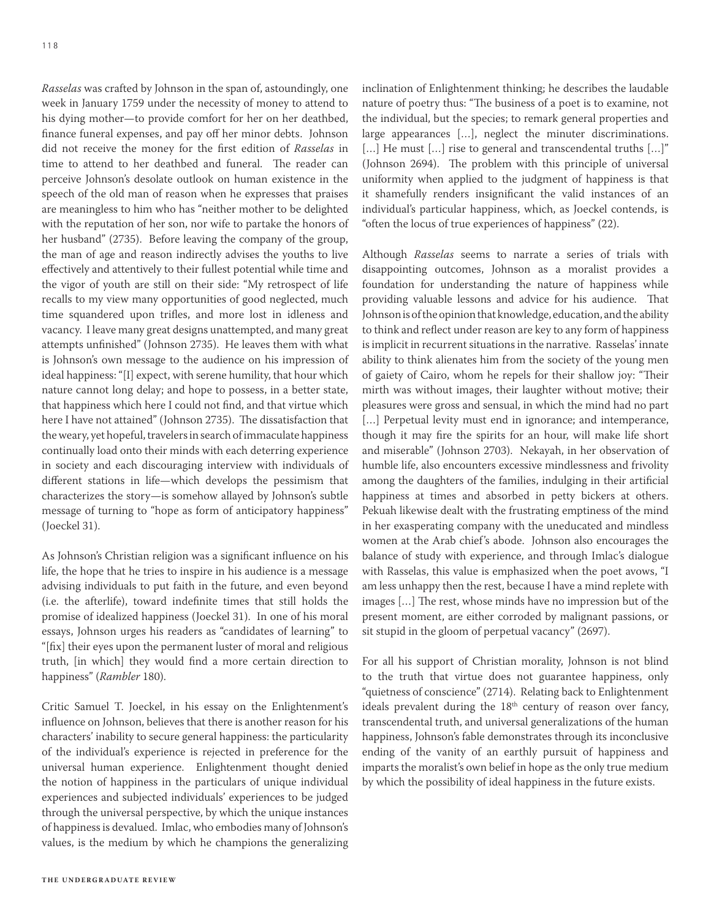*Rasselas* was crafted by Johnson in the span of, astoundingly, one week in January 1759 under the necessity of money to attend to his dying mother—to provide comfort for her on her deathbed, finance funeral expenses, and pay off her minor debts. Johnson did not receive the money for the first edition of *Rasselas* in time to attend to her deathbed and funeral. The reader can perceive Johnson's desolate outlook on human existence in the speech of the old man of reason when he expresses that praises are meaningless to him who has "neither mother to be delighted with the reputation of her son, nor wife to partake the honors of her husband" (2735). Before leaving the company of the group, the man of age and reason indirectly advises the youths to live effectively and attentively to their fullest potential while time and the vigor of youth are still on their side: "My retrospect of life recalls to my view many opportunities of good neglected, much time squandered upon trifles, and more lost in idleness and vacancy. I leave many great designs unattempted, and many great attempts unfinished" (Johnson 2735). He leaves them with what is Johnson's own message to the audience on his impression of ideal happiness: "[I] expect, with serene humility, that hour which nature cannot long delay; and hope to possess, in a better state, that happiness which here I could not find, and that virtue which here I have not attained" (Johnson 2735). The dissatisfaction that the weary, yet hopeful, travelers in search of immaculate happiness continually load onto their minds with each deterring experience in society and each discouraging interview with individuals of different stations in life—which develops the pessimism that characterizes the story—is somehow allayed by Johnson's subtle message of turning to "hope as form of anticipatory happiness" (Joeckel 31).

As Johnson's Christian religion was a significant influence on his life, the hope that he tries to inspire in his audience is a message advising individuals to put faith in the future, and even beyond (i.e. the afterlife), toward indefinite times that still holds the promise of idealized happiness (Joeckel 31). In one of his moral essays, Johnson urges his readers as "candidates of learning" to "[fix] their eyes upon the permanent luster of moral and religious truth, [in which] they would find a more certain direction to happiness" (*Rambler* 180).

Critic Samuel T. Joeckel, in his essay on the Enlightenment's influence on Johnson, believes that there is another reason for his characters' inability to secure general happiness: the particularity of the individual's experience is rejected in preference for the universal human experience. Enlightenment thought denied the notion of happiness in the particulars of unique individual experiences and subjected individuals' experiences to be judged through the universal perspective, by which the unique instances of happiness is devalued. Imlac, who embodies many of Johnson's values, is the medium by which he champions the generalizing inclination of Enlightenment thinking; he describes the laudable nature of poetry thus: "The business of a poet is to examine, not the individual, but the species; to remark general properties and large appearances […], neglect the minuter discriminations. […] He must […] rise to general and transcendental truths […]" (Johnson 2694). The problem with this principle of universal uniformity when applied to the judgment of happiness is that it shamefully renders insignificant the valid instances of an individual's particular happiness, which, as Joeckel contends, is "often the locus of true experiences of happiness" (22).

Although *Rasselas* seems to narrate a series of trials with disappointing outcomes, Johnson as a moralist provides a foundation for understanding the nature of happiness while providing valuable lessons and advice for his audience. That Johnson is of the opinion that knowledge, education, and the ability to think and reflect under reason are key to any form of happiness is implicit in recurrent situations in the narrative. Rasselas' innate ability to think alienates him from the society of the young men of gaiety of Cairo, whom he repels for their shallow joy: "Their mirth was without images, their laughter without motive; their pleasures were gross and sensual, in which the mind had no part […] Perpetual levity must end in ignorance; and intemperance, though it may fire the spirits for an hour, will make life short and miserable" (Johnson 2703). Nekayah, in her observation of humble life, also encounters excessive mindlessness and frivolity among the daughters of the families, indulging in their artificial happiness at times and absorbed in petty bickers at others. Pekuah likewise dealt with the frustrating emptiness of the mind in her exasperating company with the uneducated and mindless women at the Arab chief's abode. Johnson also encourages the balance of study with experience, and through Imlac's dialogue with Rasselas, this value is emphasized when the poet avows, "I am less unhappy then the rest, because I have a mind replete with images […] The rest, whose minds have no impression but of the present moment, are either corroded by malignant passions, or sit stupid in the gloom of perpetual vacancy" (2697).

For all his support of Christian morality, Johnson is not blind to the truth that virtue does not guarantee happiness, only "quietness of conscience" (2714). Relating back to Enlightenment ideals prevalent during the 18th century of reason over fancy, transcendental truth, and universal generalizations of the human happiness, Johnson's fable demonstrates through its inconclusive ending of the vanity of an earthly pursuit of happiness and imparts the moralist's own belief in hope as the only true medium by which the possibility of ideal happiness in the future exists.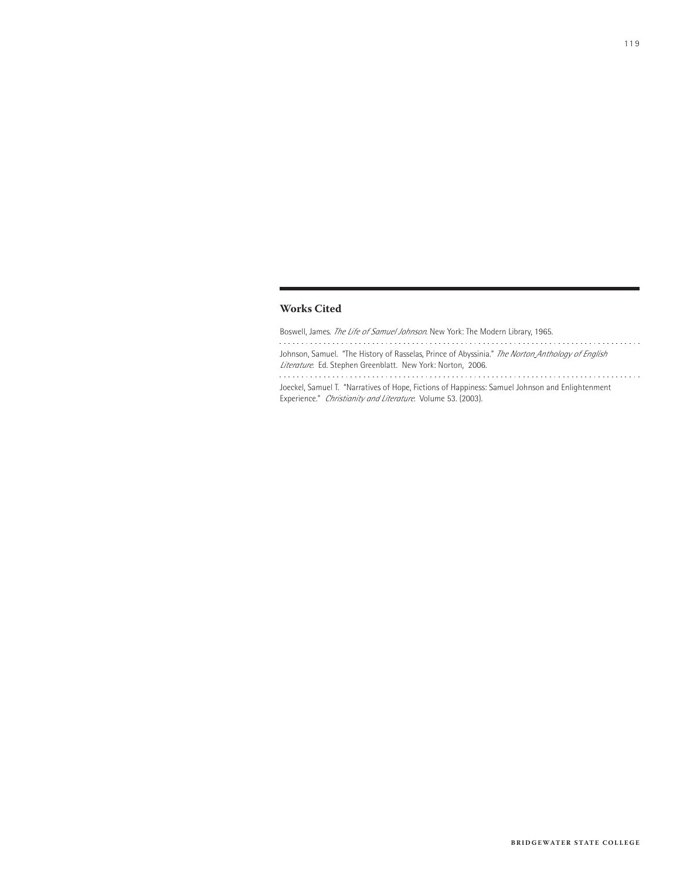## Works Cited

Boswell, James. *The Life of Samuel Johnson*. New York: The Modern Library, 1965.

Johnson, Samuel. "The History of Rasselas, Prince of Abyssinia." *The Norton Anthology of English Literature*. Ed. Stephen Greenblatt. New York: Norton, 2006.

Joeckel, Samuel T. "Narratives of Hope, Fictions of Happiness: Samuel Johnson and Enlightenment Experience." *Christianity and Literature*. Volume 53. (2003).